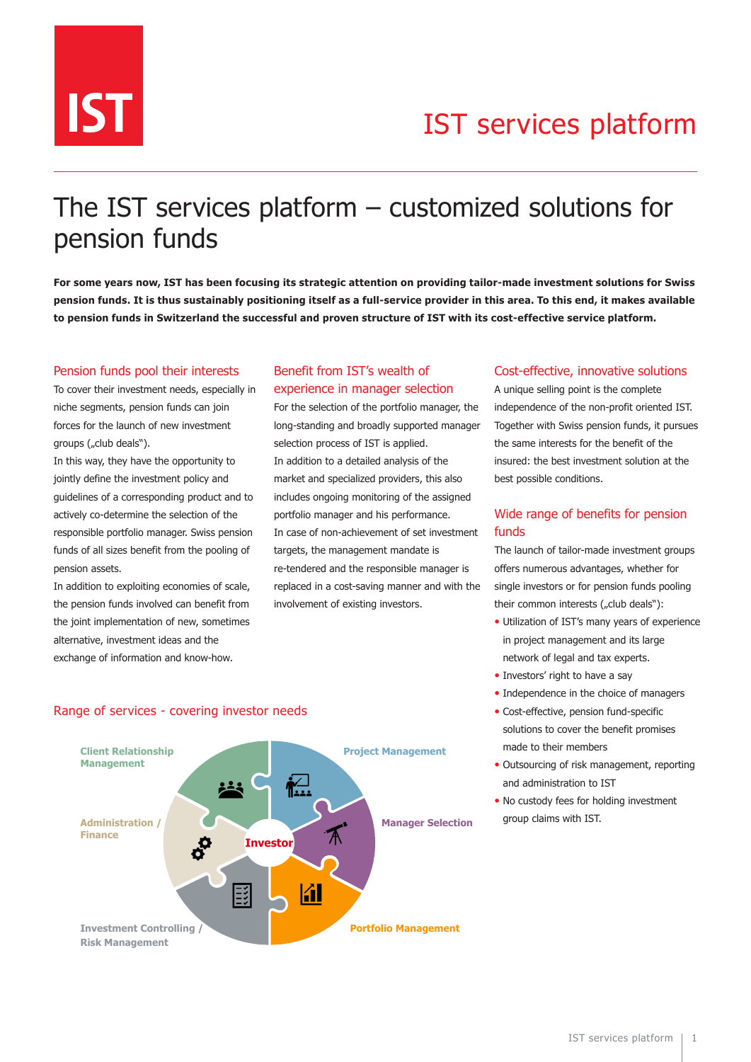IST

# IST services platform

## The IST services platform – customized solutions for pension funds

**For some years now, IST has been focusing its strategic attention on providing tailor-made investment solutions for Swiss pension funds. It is thus sustainably positioning itself as a full-service provider in this area. To this end, it makes available to pension funds in Switzerland the successful and proven structure of IST with its cost-effective service platform.**

### Pension funds pool their interests

To cover their investment needs, especially in niche segments, pension funds can join forces for the launch of new investment groups („club deals").
In this way, they have the opportunity to jointly define the investment policy and guidelines of a corresponding product and to actively co-determine the selection of the responsible portfolio manager. Swiss pension funds of all sizes benefit from the pooling of pension assets.
In addition to exploiting economies of scale, the pension funds involved can benefit from the joint implementation of new, sometimes alternative, investment ideas and the exchange of information and know-how.

### Benefit from IST's wealth of experience in manager selection

For the selection of the portfolio manager, the long-standing and broadly supported manager selection process of IST is applied.
In addition to a detailed analysis of the market and specialized providers, this also includes ongoing monitoring of the assigned portfolio manager and his performance.
In case of non-achievement of set investment targets, the management mandate is re-tendered and the responsible manager is replaced in a cost-saving manner and with the involvement of existing investors.

### Cost-effective, innovative solutions

A unique selling point is the complete independence of the non-profit oriented IST. Together with Swiss pension funds, it pursues the same interests for the benefit of the insured: the best investment solution at the best possible conditions.

### Wide range of benefits for pension funds

The launch of tailor-made investment groups offers numerous advantages, whether for single investors or for pension funds pooling their common interests („club deals"):

- Utilization of IST's many years of experience in project management and its large network of legal and tax experts.
- Investors' right to have a say
- Independence in the choice of managers
- Cost-effective, pension fund-specific solutions to cover the benefit promises made to their members
- Outsourcing of risk management, reporting and administration to IST
- No custody fees for holding investment group claims with IST.

### Range of services - covering investor needs

Investor

- Client Relationship Management
- Project Management
- Manager Selection
- Portfolio Management
- Investment Controlling / Risk Management
- Administration / Finance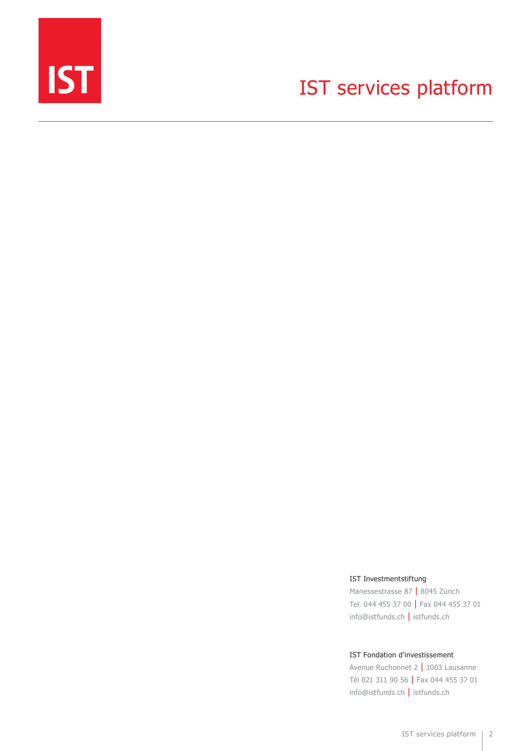IST

# IST services platform

IST Investmentstiftung
Manessestrasse 87 | 8045 Zürich
Tel. 044 455 37 00 | Fax 044 455 37 01
info@istfunds.ch | istfunds.ch

IST Fondation d'investissement
Avenue Ruchonnet 2 | 1003 Lausanne
Tél 021 311 90 56 | Fax 044 455 37 01
info@istfunds.ch | istfunds.ch